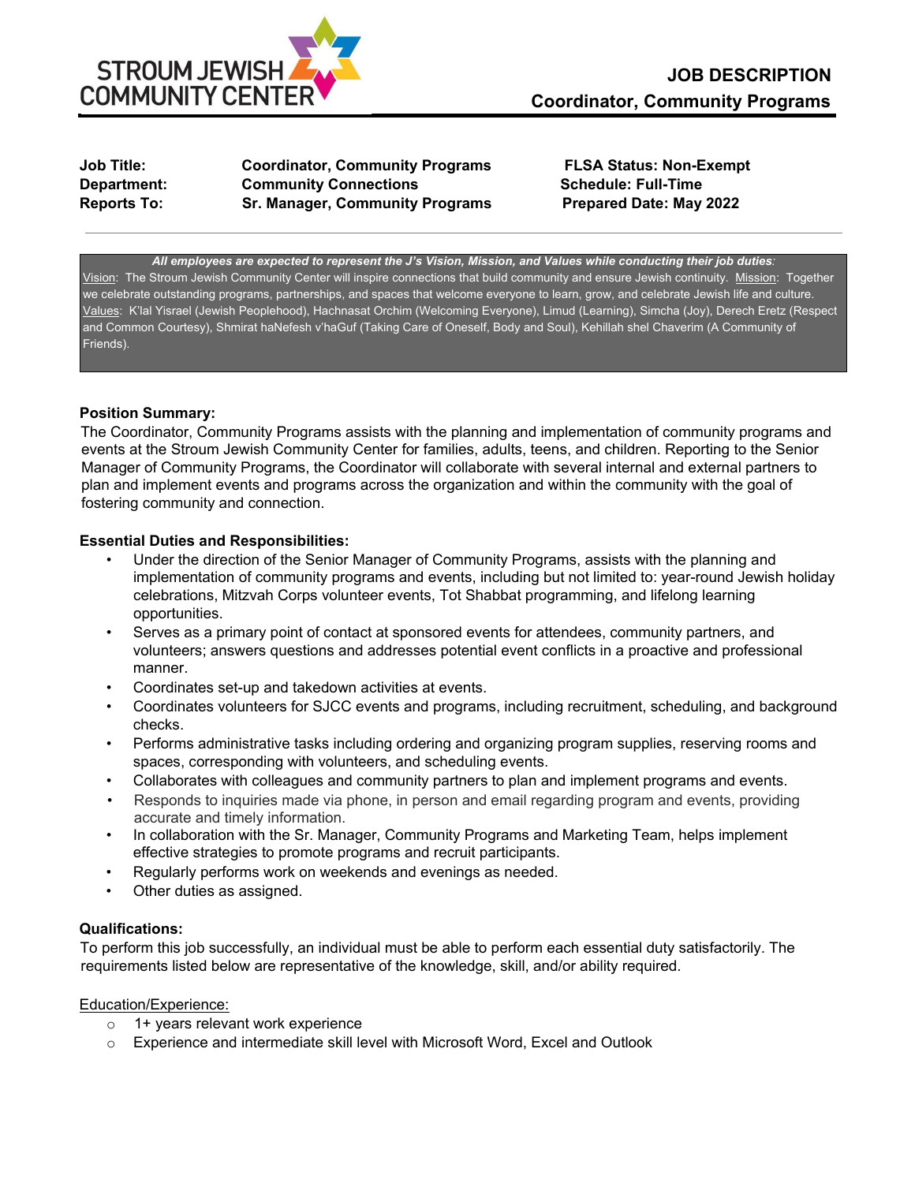STROUM JEWISH COMMUNITY CENTER

# JOB DESCRIPTION
## Coordinator, Community Programs

| | | |
|---|---|---|
| **Job Title:** | **Coordinator, Community Programs** | **FLSA Status: Non-Exempt** |
| **Department:** | **Community Connections** | **Schedule: Full-Time** |
| **Reports To:** | **Sr. Manager, Community Programs** | **Prepared Date: May 2022** |

***All employees are expected to represent the J's Vision, Mission, and Values while conducting their job duties:***
Vision: The Stroum Jewish Community Center will inspire connections that build community and ensure Jewish continuity. Mission: Together we celebrate outstanding programs, partnerships, and spaces that welcome everyone to learn, grow, and celebrate Jewish life and culture.
Values: K'lal Yisrael (Jewish Peoplehood), Hachnasat Orchim (Welcoming Everyone), Limud (Learning), Simcha (Joy), Derech Eretz (Respect and Common Courtesy), Shmirat haNefesh v'haGuf (Taking Care of Oneself, Body and Soul), Kehillah shel Chaverim (A Community of Friends).

**Position Summary:**
The Coordinator, Community Programs assists with the planning and implementation of community programs and events at the Stroum Jewish Community Center for families, adults, teens, and children. Reporting to the Senior Manager of Community Programs, the Coordinator will collaborate with several internal and external partners to plan and implement events and programs across the organization and within the community with the goal of fostering community and connection.

**Essential Duties and Responsibilities:**

- Under the direction of the Senior Manager of Community Programs, assists with the planning and implementation of community programs and events, including but not limited to: year-round Jewish holiday celebrations, Mitzvah Corps volunteer events, Tot Shabbat programming, and lifelong learning opportunities.
- Serves as a primary point of contact at sponsored events for attendees, community partners, and volunteers; answers questions and addresses potential event conflicts in a proactive and professional manner.
- Coordinates set-up and takedown activities at events.
- Coordinates volunteers for SJCC events and programs, including recruitment, scheduling, and background checks.
- Performs administrative tasks including ordering and organizing program supplies, reserving rooms and spaces, corresponding with volunteers, and scheduling events.
- Collaborates with colleagues and community partners to plan and implement programs and events.
- Responds to inquiries made via phone, in person and email regarding program and events, providing accurate and timely information.
- In collaboration with the Sr. Manager, Community Programs and Marketing Team, helps implement effective strategies to promote programs and recruit participants.
- Regularly performs work on weekends and evenings as needed.
- Other duties as assigned.

**Qualifications:**
To perform this job successfully, an individual must be able to perform each essential duty satisfactorily. The requirements listed below are representative of the knowledge, skill, and/or ability required.

Education/Experience:

- 1+ years relevant work experience
- Experience and intermediate skill level with Microsoft Word, Excel and Outlook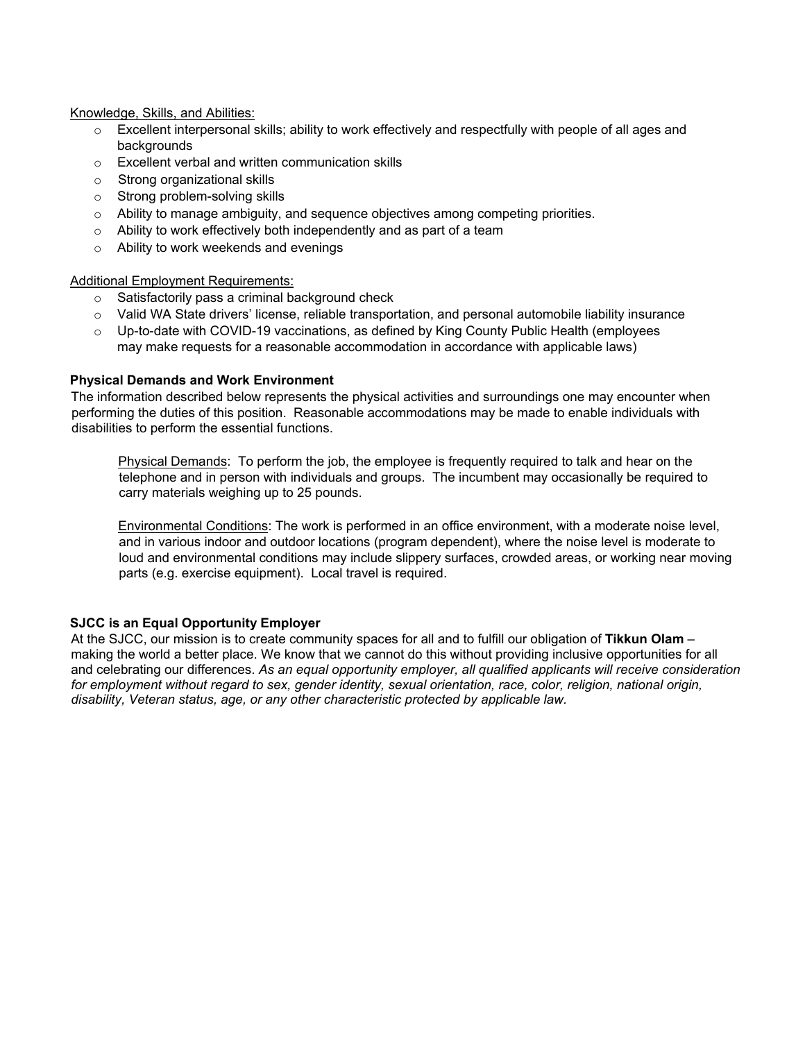Knowledge, Skills, and Abilities:

- Excellent interpersonal skills; ability to work effectively and respectfully with people of all ages and backgrounds
- Excellent verbal and written communication skills
- Strong organizational skills
- Strong problem-solving skills
- Ability to manage ambiguity, and sequence objectives among competing priorities.
- Ability to work effectively both independently and as part of a team
- Ability to work weekends and evenings

Additional Employment Requirements:

- Satisfactorily pass a criminal background check
- Valid WA State drivers' license, reliable transportation, and personal automobile liability insurance
- Up-to-date with COVID-19 vaccinations, as defined by King County Public Health (employees may make requests for a reasonable accommodation in accordance with applicable laws)

**Physical Demands and Work Environment**

The information described below represents the physical activities and surroundings one may encounter when performing the duties of this position. Reasonable accommodations may be made to enable individuals with disabilities to perform the essential functions.

Physical Demands: To perform the job, the employee is frequently required to talk and hear on the telephone and in person with individuals and groups. The incumbent may occasionally be required to carry materials weighing up to 25 pounds.

Environmental Conditions: The work is performed in an office environment, with a moderate noise level, and in various indoor and outdoor locations (program dependent), where the noise level is moderate to loud and environmental conditions may include slippery surfaces, crowded areas, or working near moving parts (e.g. exercise equipment). Local travel is required.

**SJCC is an Equal Opportunity Employer**

At the SJCC, our mission is to create community spaces for all and to fulfill our obligation of **Tikkun Olam** – making the world a better place. We know that we cannot do this without providing inclusive opportunities for all and celebrating our differences. *As an equal opportunity employer, all qualified applicants will receive consideration for employment without regard to sex, gender identity, sexual orientation, race, color, religion, national origin, disability, Veteran status, age, or any other characteristic protected by applicable law.*